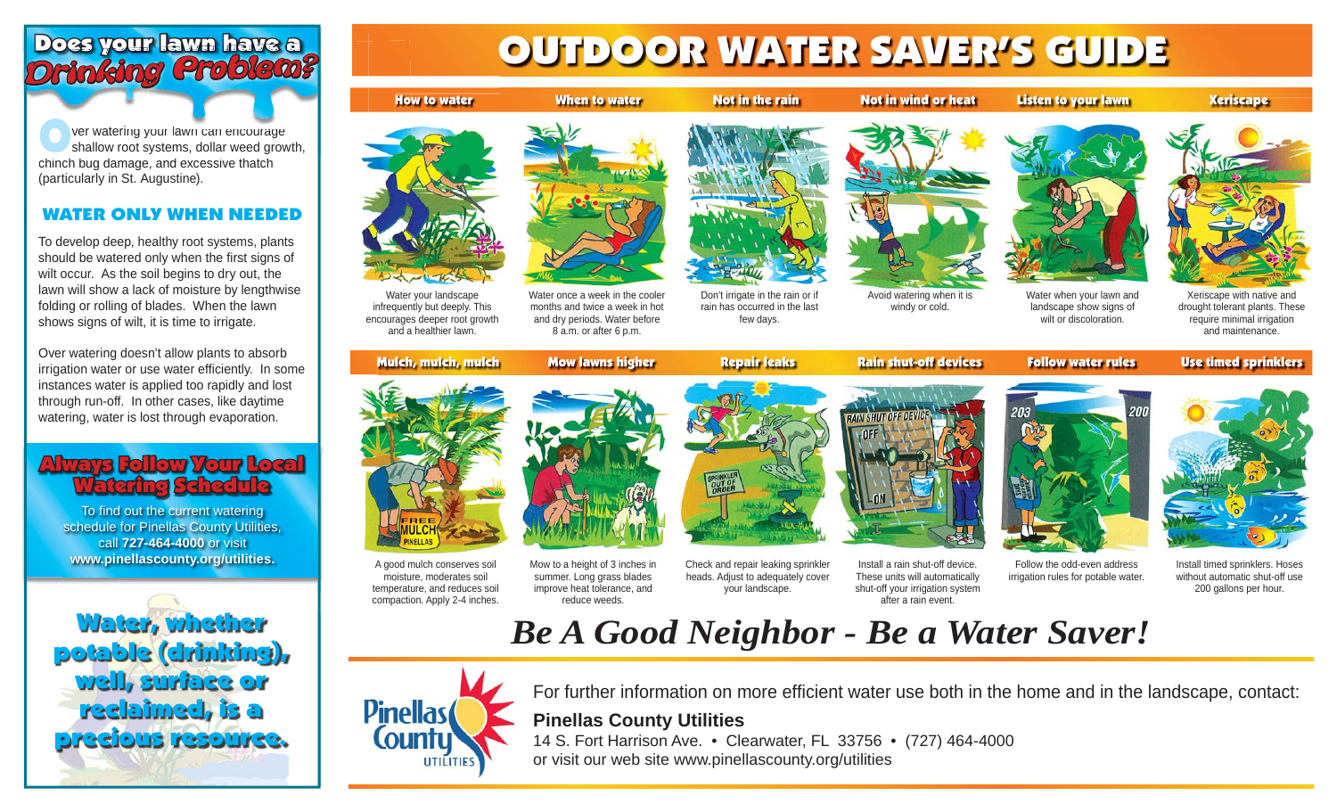# Does your lawn have a Drinking Problem?

Over watering your lawn can encourage shallow root systems, dollar weed growth, chinch bug damage, and excessive thatch (particularly in St. Augustine).

## WATER ONLY WHEN NEEDED

To develop deep, healthy root systems, plants should be watered only when the first signs of wilt occur. As the soil begins to dry out, the lawn will show a lack of moisture by lengthwise folding or rolling of blades. When the lawn shows signs of wilt, it is time to irrigate.

Over watering doesn't allow plants to absorb irrigation water or use water efficiently. In some instances water is applied too rapidly and lost through run-off. In other cases, like daytime watering, water is lost through evaporation.

## Always Follow Your Local Watering Schedule

To find out the current watering schedule for Pinellas County Utilities, call **727-464-4000** or visit **www.pinellascounty.org/utilities.**

**Water, whether potable (drinking), well, surface or reclaimed, is a precious resource.**

# OUTDOOR WATER SAVER'S GUIDE

### How to water
Water your landscape infrequently but deeply. This encourages deeper root growth and a healthier lawn.

### When to water
Water once a week in the cooler months and twice a week in hot and dry periods. Water before 8 a.m. or after 6 p.m.

### Not in the rain
Don't irrigate in the rain or if rain has occurred in the last few days.

### Not in wind or heat
Avoid watering when it is windy or cold.

### Listen to your lawn
Water when your lawn and landscape show signs of wilt or discoloration.

### Xeriscape
Xeriscape with native and drought tolerant plants. These require minimal irrigation and maintenance.

### Mulch, mulch, mulch
A good mulch conserves soil moisture, moderates soil temperature, and reduces soil compaction. Apply 2-4 inches.

### Mow lawns higher
Mow to a height of 3 inches in summer. Long grass blades improve heat tolerance, and reduce weeds.

### Repair leaks
Check and repair leaking sprinkler heads. Adjust to adequately cover your landscape.

### Rain shut-off devices
Install a rain shut-off device. These units will automatically shut-off your irrigation system after a rain event.

### Follow water rules
Follow the odd-even address irrigation rules for potable water.

### Use timed sprinklers
Install timed sprinklers. Hoses without automatic shut-off use 200 gallons per hour.

## *Be A Good Neighbor - Be a Water Saver!*

For further information on more efficient water use both in the home and in the landscape, contact:

**Pinellas County Utilities**
14 S. Fort Harrison Ave. • Clearwater, FL 33756 • (727) 464-4000
or visit our web site www.pinellascounty.org/utilities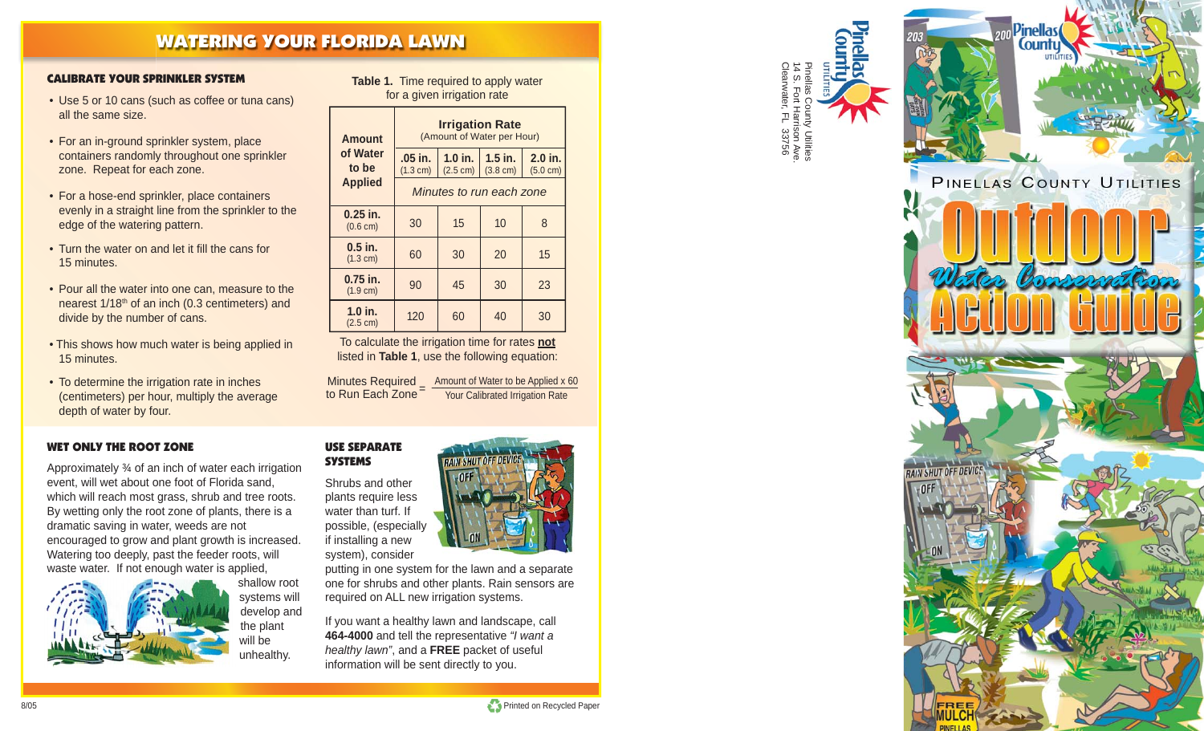# WATERING YOUR FLORIDA LAWN

## CALIBRATE YOUR SPRINKLER SYSTEM

- Use 5 or 10 cans (such as coffee or tuna cans) all the same size.
- For an in-ground sprinkler system, place containers randomly throughout one sprinkler zone. Repeat for each zone.
- For a hose-end sprinkler, place containers evenly in a straight line from the sprinkler to the edge of the watering pattern.
- Turn the water on and let it fill the cans for 15 minutes.
- Pour all the water into one can, measure to the nearest 1/18th of an inch (0.3 centimeters) and divide by the number of cans.
- This shows how much water is being applied in 15 minutes.
- To determine the irrigation rate in inches (centimeters) per hour, multiply the average depth of water by four.

**Table 1.** Time required to apply water for a given irrigation rate

| Amount of Water to be Applied | Irrigation Rate (Amount of Water per Hour) | | | |
|---|---|---|---|---|
| | .05 in. (1.3 cm) | 1.0 in. (2.5 cm) | 1.5 in. (3.8 cm) | 2.0 in. (5.0 cm) |
| | *Minutes to run each zone* | | | |
| 0.25 in. (0.6 cm) | 30 | 15 | 10 | 8 |
| 0.5 in. (1.3 cm) | 60 | 30 | 20 | 15 |
| 0.75 in. (1.9 cm) | 90 | 45 | 30 | 23 |
| 1.0 in. (2.5 cm) | 120 | 60 | 40 | 30 |

To calculate the irrigation time for rates **not** listed in **Table 1**, use the following equation:

$$\text{Minutes Required to Run Each Zone} = \frac{\text{Amount of Water to be Applied} \times 60}{\text{Your Calibrated Irrigation Rate}}$$

## WET ONLY THE ROOT ZONE

Approximately ¾ of an inch of water each irrigation event, will wet about one foot of Florida sand, which will reach most grass, shrub and tree roots. By wetting only the root zone of plants, there is a dramatic saving in water, weeds are not encouraged to grow and plant growth is increased. Watering too deeply, past the feeder roots, will waste water. If not enough water is applied, shallow root systems will develop and the plant will be unhealthy.

## USE SEPARATE SYSTEMS

Shrubs and other plants require less water than turf. If possible, (especially if installing a new system), consider putting in one system for the lawn and a separate one for shrubs and other plants. Rain sensors are required on ALL new irrigation systems.

If you want a healthy lawn and landscape, call **464-4000** and tell the representative *"I want a healthy lawn"*, and a **FREE** packet of useful information will be sent directly to you.

8/05

Printed on Recycled Paper

Pinellas County Utilities
14 S. Fort Harrison Ave.
Clearwater, FL 33756

PINELLAS COUNTY UTILITIES

# Outdoor *Water Conservation* Action Guide